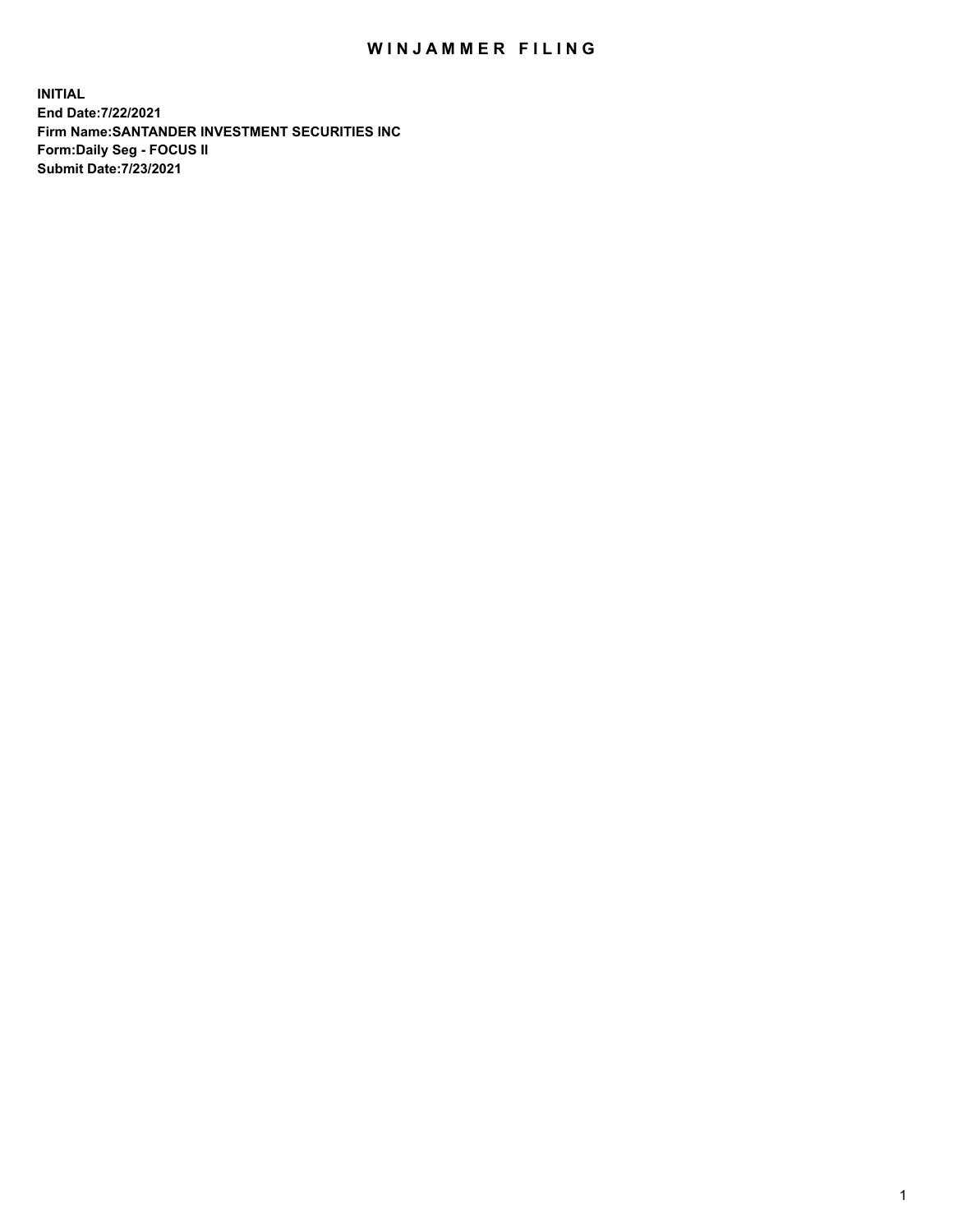# WINJAMMER FILING

**INITIAL**
**End Date:7/22/2021**
**Firm Name:SANTANDER INVESTMENT SECURITIES INC**
**Form:Daily Seg - FOCUS II**
**Submit Date:7/23/2021**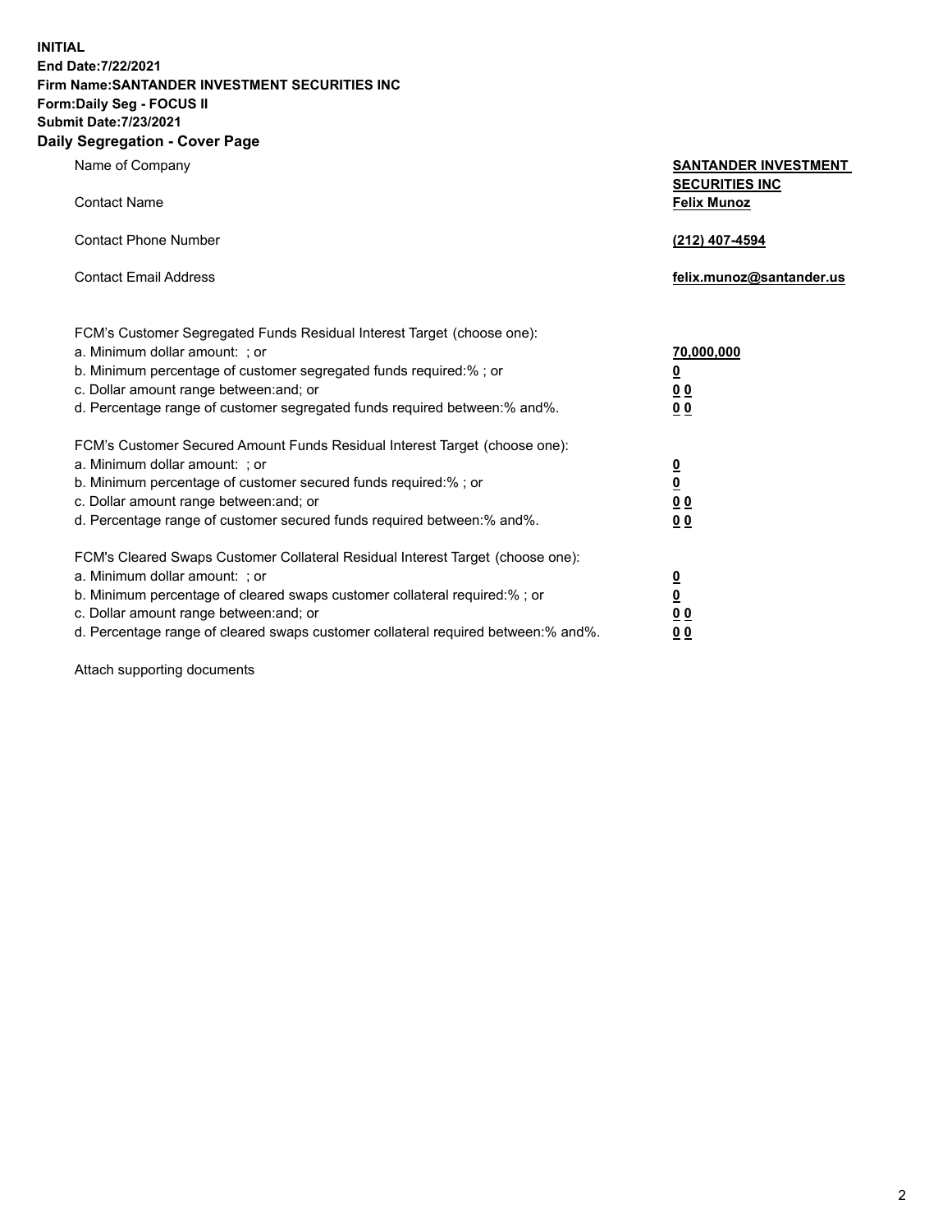**INITIAL**
**End Date:7/22/2021**
**Firm Name:SANTANDER INVESTMENT SECURITIES INC**
**Form:Daily Seg - FOCUS II**
**Submit Date:7/23/2021**

## Daily Segregation - Cover Page

| | |
|---|---|
| Name of Company | **SANTANDER INVESTMENT SECURITIES INC** |
| Contact Name | **Felix Munoz** |
| Contact Phone Number | **(212) 407-4594** |
| Contact Email Address | **felix.munoz@santander.us** |

FCM's Customer Segregated Funds Residual Interest Target (choose one):

| | |
|---|---|
| a. Minimum dollar amount: ; or | **70,000,000** |
| b. Minimum percentage of customer segregated funds required:% ; or | **0** |
| c. Dollar amount range between:and; or | **0 0** |
| d. Percentage range of customer segregated funds required between:% and%. | **0 0** |

FCM's Customer Secured Amount Funds Residual Interest Target (choose one):

| | |
|---|---|
| a. Minimum dollar amount: ; or | **0** |
| b. Minimum percentage of customer secured funds required:% ; or | **0** |
| c. Dollar amount range between:and; or | **0 0** |
| d. Percentage range of customer secured funds required between:% and%. | **0 0** |

FCM's Cleared Swaps Customer Collateral Residual Interest Target (choose one):

| | |
|---|---|
| a. Minimum dollar amount: ; or | **0** |
| b. Minimum percentage of cleared swaps customer collateral required:% ; or | **0** |
| c. Dollar amount range between:and; or | **0 0** |
| d. Percentage range of cleared swaps customer collateral required between:% and%. | **0 0** |

Attach supporting documents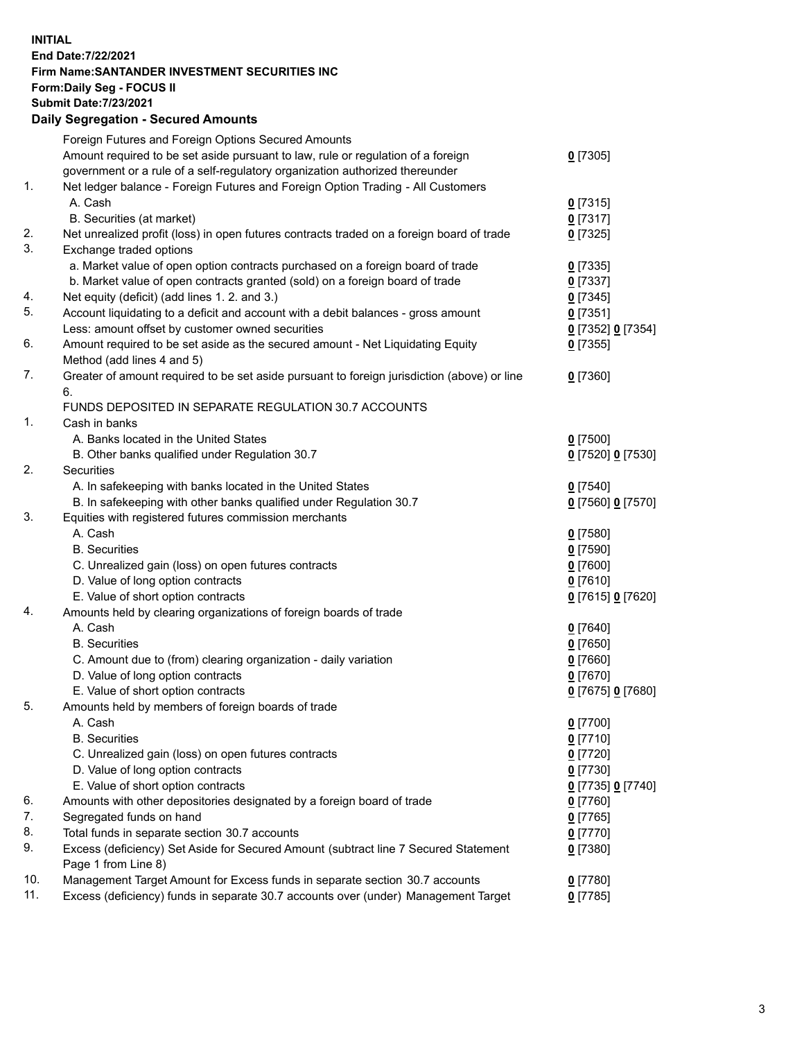**INITIAL**
**End Date:7/22/2021**
**Firm Name:SANTANDER INVESTMENT SECURITIES INC**
**Form:Daily Seg - FOCUS II**
**Submit Date:7/23/2021**

## Daily Segregation - Secured Amounts

| | | |
|---|---|---|
| | Foreign Futures and Foreign Options Secured Amounts | |
| | Amount required to be set aside pursuant to law, rule or regulation of a foreign government or a rule of a self-regulatory organization authorized thereunder | 0 [7305] |
| 1. | Net ledger balance - Foreign Futures and Foreign Option Trading - All Customers | |
| | A. Cash | 0 [7315] |
| | B. Securities (at market) | 0 [7317] |
| 2. | Net unrealized profit (loss) in open futures contracts traded on a foreign board of trade | 0 [7325] |
| 3. | Exchange traded options | |
| | a. Market value of open option contracts purchased on a foreign board of trade | 0 [7335] |
| | b. Market value of open contracts granted (sold) on a foreign board of trade | 0 [7337] |
| 4. | Net equity (deficit) (add lines 1. 2. and 3.) | 0 [7345] |
| 5. | Account liquidating to a deficit and account with a debit balances - gross amount | 0 [7351] |
| | Less: amount offset by customer owned securities | 0 [7352] 0 [7354] |
| 6. | Amount required to be set aside as the secured amount - Net Liquidating Equity Method (add lines 4 and 5) | 0 [7355] |
| 7. | Greater of amount required to be set aside pursuant to foreign jurisdiction (above) or line 6. | 0 [7360] |
| | FUNDS DEPOSITED IN SEPARATE REGULATION 30.7 ACCOUNTS | |
| 1. | Cash in banks | |
| | A. Banks located in the United States | 0 [7500] |
| | B. Other banks qualified under Regulation 30.7 | 0 [7520] 0 [7530] |
| 2. | Securities | |
| | A. In safekeeping with banks located in the United States | 0 [7540] |
| | B. In safekeeping with other banks qualified under Regulation 30.7 | 0 [7560] 0 [7570] |
| 3. | Equities with registered futures commission merchants | |
| | A. Cash | 0 [7580] |
| | B. Securities | 0 [7590] |
| | C. Unrealized gain (loss) on open futures contracts | 0 [7600] |
| | D. Value of long option contracts | 0 [7610] |
| | E. Value of short option contracts | 0 [7615] 0 [7620] |
| 4. | Amounts held by clearing organizations of foreign boards of trade | |
| | A. Cash | 0 [7640] |
| | B. Securities | 0 [7650] |
| | C. Amount due to (from) clearing organization - daily variation | 0 [7660] |
| | D. Value of long option contracts | 0 [7670] |
| | E. Value of short option contracts | 0 [7675] 0 [7680] |
| 5. | Amounts held by members of foreign boards of trade | |
| | A. Cash | 0 [7700] |
| | B. Securities | 0 [7710] |
| | C. Unrealized gain (loss) on open futures contracts | 0 [7720] |
| | D. Value of long option contracts | 0 [7730] |
| | E. Value of short option contracts | 0 [7735] 0 [7740] |
| 6. | Amounts with other depositories designated by a foreign board of trade | 0 [7760] |
| 7. | Segregated funds on hand | 0 [7765] |
| 8. | Total funds in separate section 30.7 accounts | 0 [7770] |
| 9. | Excess (deficiency) Set Aside for Secured Amount (subtract line 7 Secured Statement Page 1 from Line 8) | 0 [7380] |
| 10. | Management Target Amount for Excess funds in separate section 30.7 accounts | 0 [7780] |
| 11. | Excess (deficiency) funds in separate 30.7 accounts over (under) Management Target | 0 [7785] |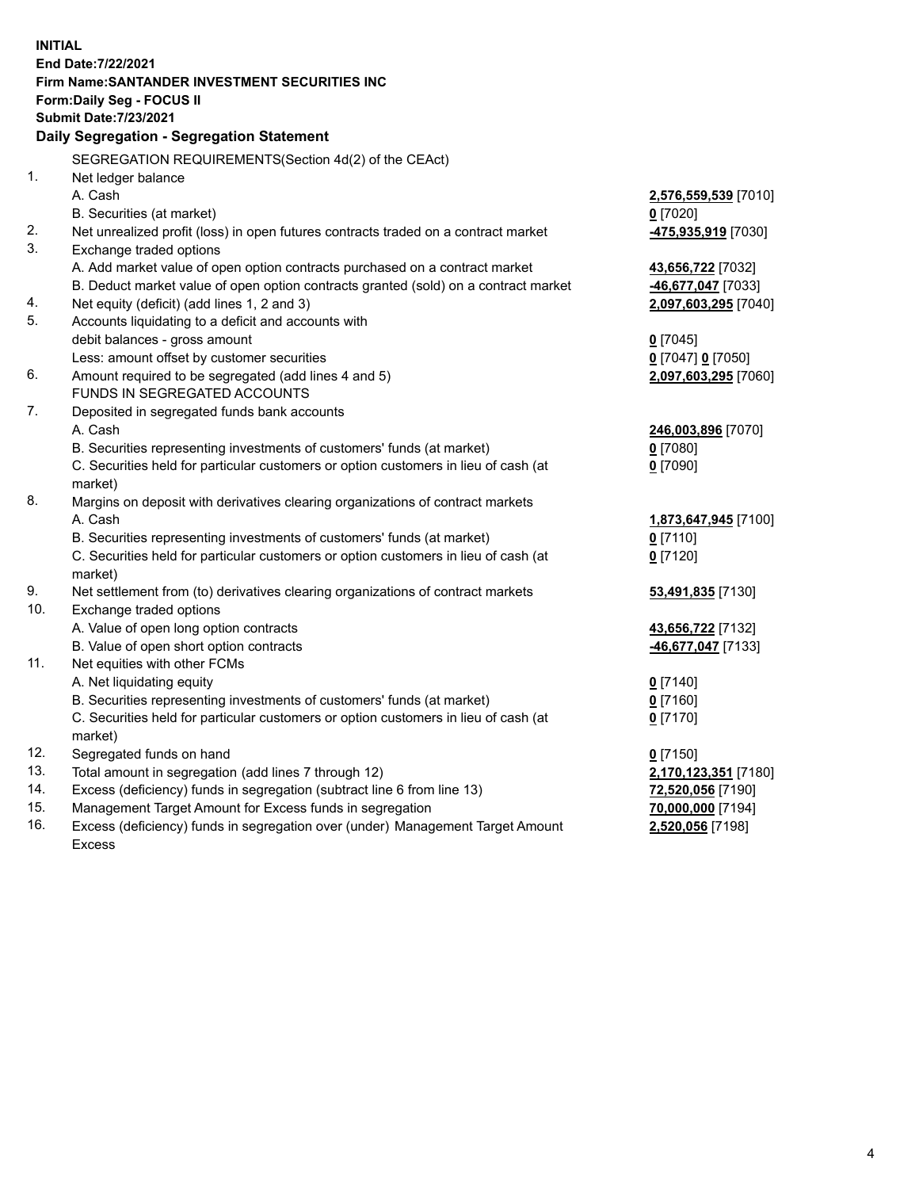**INITIAL**
**End Date:7/22/2021**
**Firm Name:SANTANDER INVESTMENT SECURITIES INC**
**Form:Daily Seg - FOCUS II**
**Submit Date:7/23/2021**

### Daily Segregation - Segregation Statement

SEGREGATION REQUIREMENTS(Section 4d(2) of the CEAct)

| | | |
|---|---|---|
| 1. | Net ledger balance | |
| | A. Cash | **2,576,559,539** [7010] |
| | B. Securities (at market) | **0** [7020] |
| 2. | Net unrealized profit (loss) in open futures contracts traded on a contract market | **-475,935,919** [7030] |
| 3. | Exchange traded options | |
| | A. Add market value of open option contracts purchased on a contract market | **43,656,722** [7032] |
| | B. Deduct market value of open option contracts granted (sold) on a contract market | **-46,677,047** [7033] |
| 4. | Net equity (deficit) (add lines 1, 2 and 3) | **2,097,603,295** [7040] |
| 5. | Accounts liquidating to a deficit and accounts with debit balances - gross amount | **0** [7045] |
| | Less: amount offset by customer securities | **0** [7047] **0** [7050] |
| 6. | Amount required to be segregated (add lines 4 and 5) | **2,097,603,295** [7060] |
| | FUNDS IN SEGREGATED ACCOUNTS | |
| 7. | Deposited in segregated funds bank accounts | |
| | A. Cash | **246,003,896** [7070] |
| | B. Securities representing investments of customers' funds (at market) | **0** [7080] |
| | C. Securities held for particular customers or option customers in lieu of cash (at market) | **0** [7090] |
| 8. | Margins on deposit with derivatives clearing organizations of contract markets | |
| | A. Cash | **1,873,647,945** [7100] |
| | B. Securities representing investments of customers' funds (at market) | **0** [7110] |
| | C. Securities held for particular customers or option customers in lieu of cash (at market) | **0** [7120] |
| 9. | Net settlement from (to) derivatives clearing organizations of contract markets | **53,491,835** [7130] |
| 10. | Exchange traded options | |
| | A. Value of open long option contracts | **43,656,722** [7132] |
| | B. Value of open short option contracts | **-46,677,047** [7133] |
| 11. | Net equities with other FCMs | |
| | A. Net liquidating equity | **0** [7140] |
| | B. Securities representing investments of customers' funds (at market) | **0** [7160] |
| | C. Securities held for particular customers or option customers in lieu of cash (at market) | **0** [7170] |
| 12. | Segregated funds on hand | **0** [7150] |
| 13. | Total amount in segregation (add lines 7 through 12) | **2,170,123,351** [7180] |
| 14. | Excess (deficiency) funds in segregation (subtract line 6 from line 13) | **72,520,056** [7190] |
| 15. | Management Target Amount for Excess funds in segregation | **70,000,000** [7194] |
| 16. | Excess (deficiency) funds in segregation over (under) Management Target Amount Excess | **2,520,056** [7198] |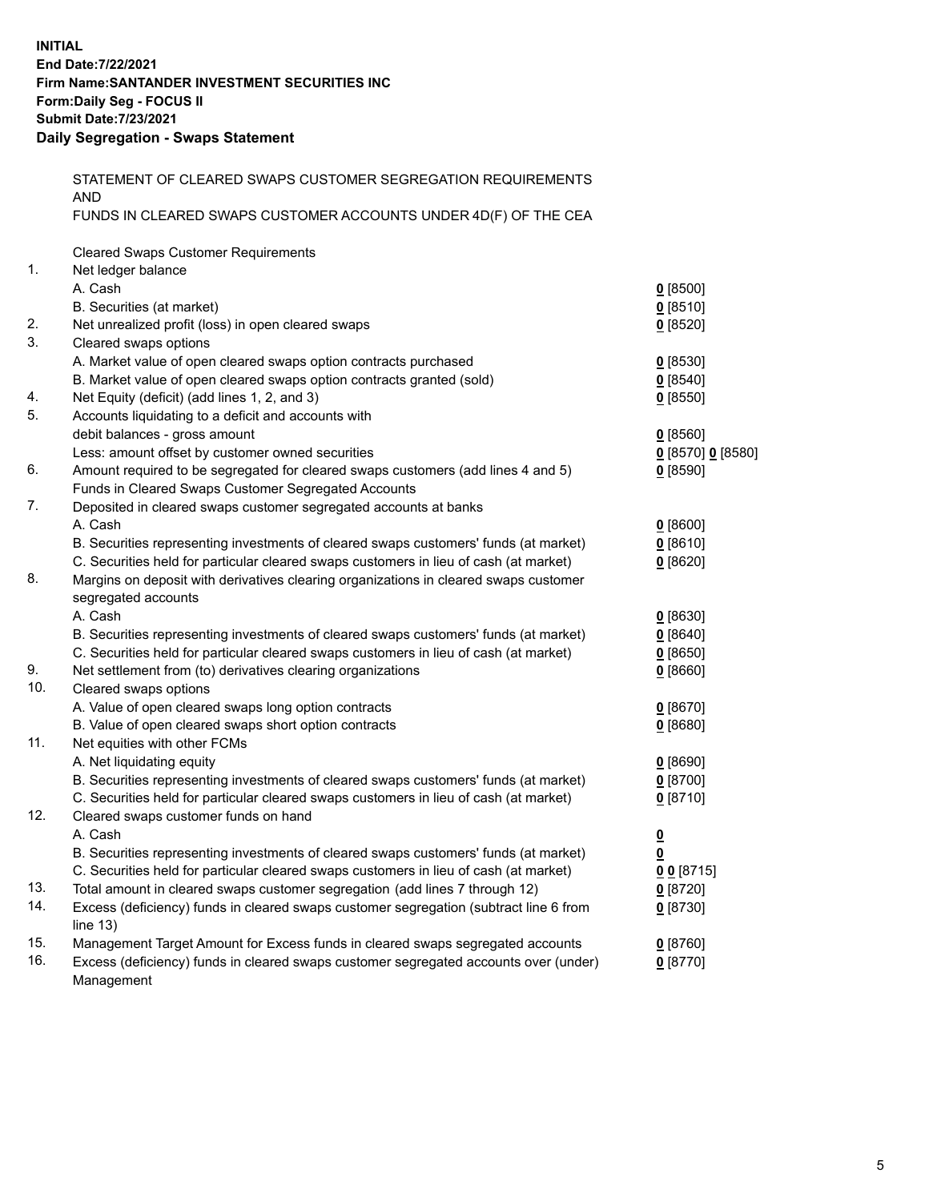**INITIAL**
**End Date:7/22/2021**
**Firm Name:SANTANDER INVESTMENT SECURITIES INC**
**Form:Daily Seg - FOCUS II**
**Submit Date:7/23/2021**
**Daily Segregation - Swaps Statement**

STATEMENT OF CLEARED SWAPS CUSTOMER SEGREGATION REQUIREMENTS AND
FUNDS IN CLEARED SWAPS CUSTOMER ACCOUNTS UNDER 4D(F) OF THE CEA

| | | |
|---|---|---|
| | Cleared Swaps Customer Requirements | |
| 1. | Net ledger balance | |
| | A. Cash | 0 [8500] |
| | B. Securities (at market) | 0 [8510] |
| 2. | Net unrealized profit (loss) in open cleared swaps | 0 [8520] |
| 3. | Cleared swaps options | |
| | A. Market value of open cleared swaps option contracts purchased | 0 [8530] |
| | B. Market value of open cleared swaps option contracts granted (sold) | 0 [8540] |
| 4. | Net Equity (deficit) (add lines 1, 2, and 3) | 0 [8550] |
| 5. | Accounts liquidating to a deficit and accounts with debit balances - gross amount | 0 [8560] |
| | Less: amount offset by customer owned securities | 0 [8570] 0 [8580] |
| 6. | Amount required to be segregated for cleared swaps customers (add lines 4 and 5) | 0 [8590] |
| | Funds in Cleared Swaps Customer Segregated Accounts | |
| 7. | Deposited in cleared swaps customer segregated accounts at banks | |
| | A. Cash | 0 [8600] |
| | B. Securities representing investments of cleared swaps customers' funds (at market) | 0 [8610] |
| | C. Securities held for particular cleared swaps customers in lieu of cash (at market) | 0 [8620] |
| 8. | Margins on deposit with derivatives clearing organizations in cleared swaps customer segregated accounts | |
| | A. Cash | 0 [8630] |
| | B. Securities representing investments of cleared swaps customers' funds (at market) | 0 [8640] |
| | C. Securities held for particular cleared swaps customers in lieu of cash (at market) | 0 [8650] |
| 9. | Net settlement from (to) derivatives clearing organizations | 0 [8660] |
| 10. | Cleared swaps options | |
| | A. Value of open cleared swaps long option contracts | 0 [8670] |
| | B. Value of open cleared swaps short option contracts | 0 [8680] |
| 11. | Net equities with other FCMs | |
| | A. Net liquidating equity | 0 [8690] |
| | B. Securities representing investments of cleared swaps customers' funds (at market) | 0 [8700] |
| | C. Securities held for particular cleared swaps customers in lieu of cash (at market) | 0 [8710] |
| 12. | Cleared swaps customer funds on hand | |
| | A. Cash | 0 |
| | B. Securities representing investments of cleared swaps customers' funds (at market) | 0 |
| | C. Securities held for particular cleared swaps customers in lieu of cash (at market) | 0 0 [8715] |
| 13. | Total amount in cleared swaps customer segregation (add lines 7 through 12) | 0 [8720] |
| 14. | Excess (deficiency) funds in cleared swaps customer segregation (subtract line 6 from line 13) | 0 [8730] |
| 15. | Management Target Amount for Excess funds in cleared swaps segregated accounts | 0 [8760] |
| 16. | Excess (deficiency) funds in cleared swaps customer segregated accounts over (under) Management | 0 [8770] |